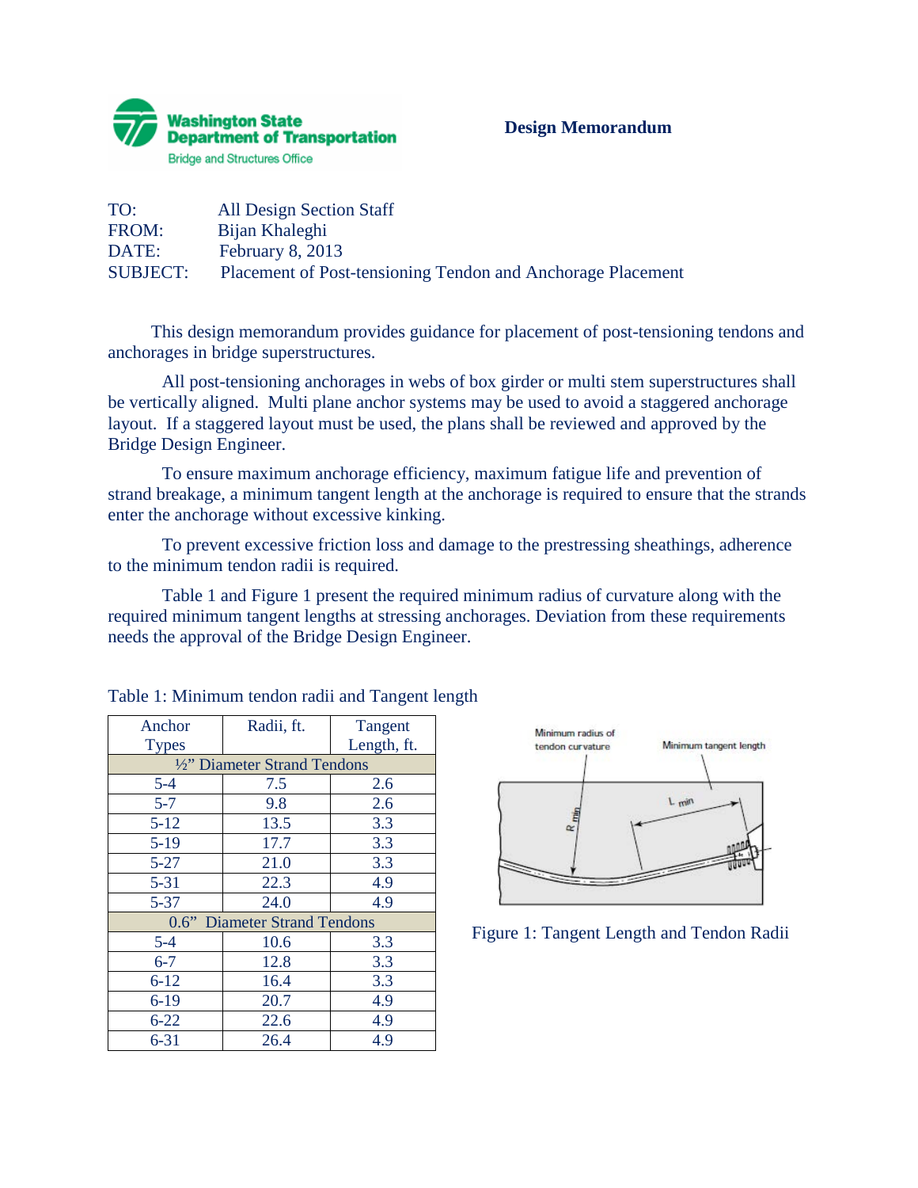Washington State Department of Transportation
Bridge and Structures Office

**Design Memorandum**

TO: All Design Section Staff
FROM: Bijan Khaleghi
DATE: February 8, 2013
SUBJECT: Placement of Post-tensioning Tendon and Anchorage Placement

This design memorandum provides guidance for placement of post-tensioning tendons and anchorages in bridge superstructures.

All post-tensioning anchorages in webs of box girder or multi stem superstructures shall be vertically aligned. Multi plane anchor systems may be used to avoid a staggered anchorage layout. If a staggered layout must be used, the plans shall be reviewed and approved by the Bridge Design Engineer.

To ensure maximum anchorage efficiency, maximum fatigue life and prevention of strand breakage, a minimum tangent length at the anchorage is required to ensure that the strands enter the anchorage without excessive kinking.

To prevent excessive friction loss and damage to the prestressing sheathings, adherence to the minimum tendon radii is required.

Table 1 and Figure 1 present the required minimum radius of curvature along with the required minimum tangent lengths at stressing anchorages. Deviation from these requirements needs the approval of the Bridge Design Engineer.

Table 1: Minimum tendon radii and Tangent length

| Anchor Types | Radii, ft. | Tangent Length, ft. |
|---|---|---|
| ½" Diameter Strand Tendons | | |
| 5-4 | 7.5 | 2.6 |
| 5-7 | 9.8 | 2.6 |
| 5-12 | 13.5 | 3.3 |
| 5-19 | 17.7 | 3.3 |
| 5-27 | 21.0 | 3.3 |
| 5-31 | 22.3 | 4.9 |
| 5-37 | 24.0 | 4.9 |
| 0.6" Diameter Strand Tendons | | |
| 5-4 | 10.6 | 3.3 |
| 6-7 | 12.8 | 3.3 |
| 6-12 | 16.4 | 3.3 |
| 6-19 | 20.7 | 4.9 |
| 6-22 | 22.6 | 4.9 |
| 6-31 | 26.4 | 4.9 |

Minimum radius of tendon curvature

Minimum tangent length

$R_{min}$

$L_{min}$

Figure 1: Tangent Length and Tendon Radii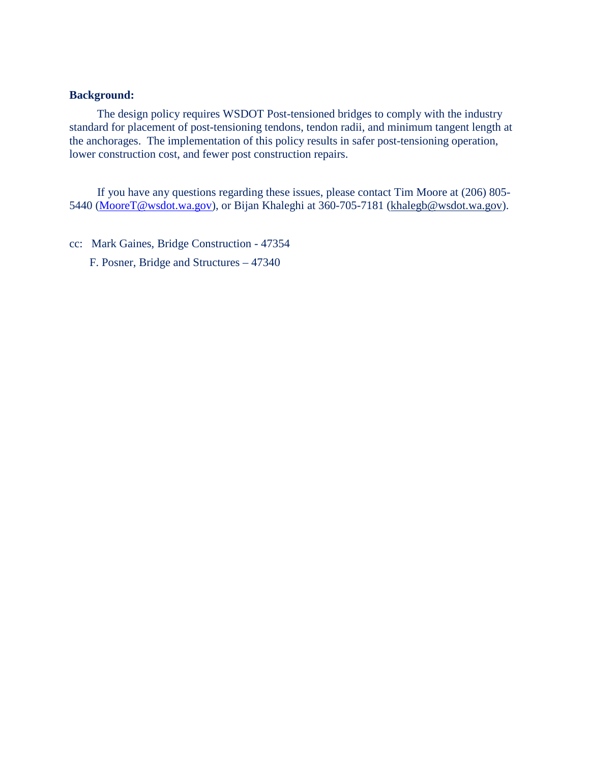**Background:**

The design policy requires WSDOT Post-tensioned bridges to comply with the industry standard for placement of post-tensioning tendons, tendon radii, and minimum tangent length at the anchorages. The implementation of this policy results in safer post-tensioning operation, lower construction cost, and fewer post construction repairs.

If you have any questions regarding these issues, please contact Tim Moore at (206) 805-5440 (MooreT@wsdot.wa.gov), or Bijan Khaleghi at 360-705-7181 (khalegb@wsdot.wa.gov).

cc: Mark Gaines, Bridge Construction - 47354

F. Posner, Bridge and Structures – 47340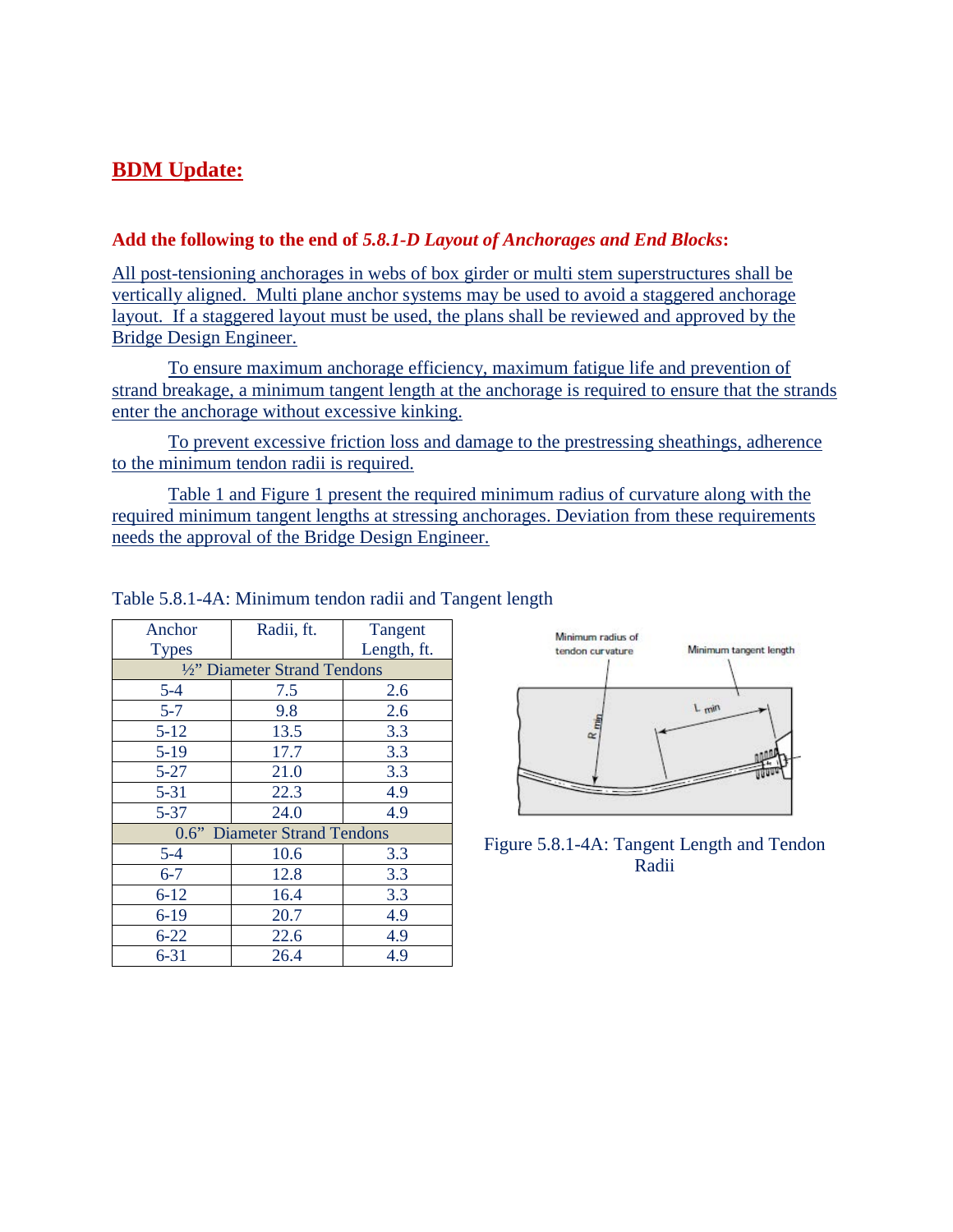## BDM Update:

**Add the following to the end of *5.8.1-D Layout of Anchorages and End Blocks*:**

All post-tensioning anchorages in webs of box girder or multi stem superstructures shall be vertically aligned. Multi plane anchor systems may be used to avoid a staggered anchorage layout. If a staggered layout must be used, the plans shall be reviewed and approved by the Bridge Design Engineer.

To ensure maximum anchorage efficiency, maximum fatigue life and prevention of strand breakage, a minimum tangent length at the anchorage is required to ensure that the strands enter the anchorage without excessive kinking.

To prevent excessive friction loss and damage to the prestressing sheathings, adherence to the minimum tendon radii is required.

Table 1 and Figure 1 present the required minimum radius of curvature along with the required minimum tangent lengths at stressing anchorages. Deviation from these requirements needs the approval of the Bridge Design Engineer.

Table 5.8.1-4A: Minimum tendon radii and Tangent length

| Anchor Types | Radii, ft. | Tangent Length, ft. |
|---|---|---|
| ½" Diameter Strand Tendons | | |
| 5-4 | 7.5 | 2.6 |
| 5-7 | 9.8 | 2.6 |
| 5-12 | 13.5 | 3.3 |
| 5-19 | 17.7 | 3.3 |
| 5-27 | 21.0 | 3.3 |
| 5-31 | 22.3 | 4.9 |
| 5-37 | 24.0 | 4.9 |
| 0.6" Diameter Strand Tendons | | |
| 5-4 | 10.6 | 3.3 |
| 6-7 | 12.8 | 3.3 |
| 6-12 | 16.4 | 3.3 |
| 6-19 | 20.7 | 4.9 |
| 6-22 | 22.6 | 4.9 |
| 6-31 | 26.4 | 4.9 |

Minimum radius of tendon curvature

Minimum tangent length

$R_{min}$

$L_{min}$

Figure 5.8.1-4A: Tangent Length and Tendon Radii